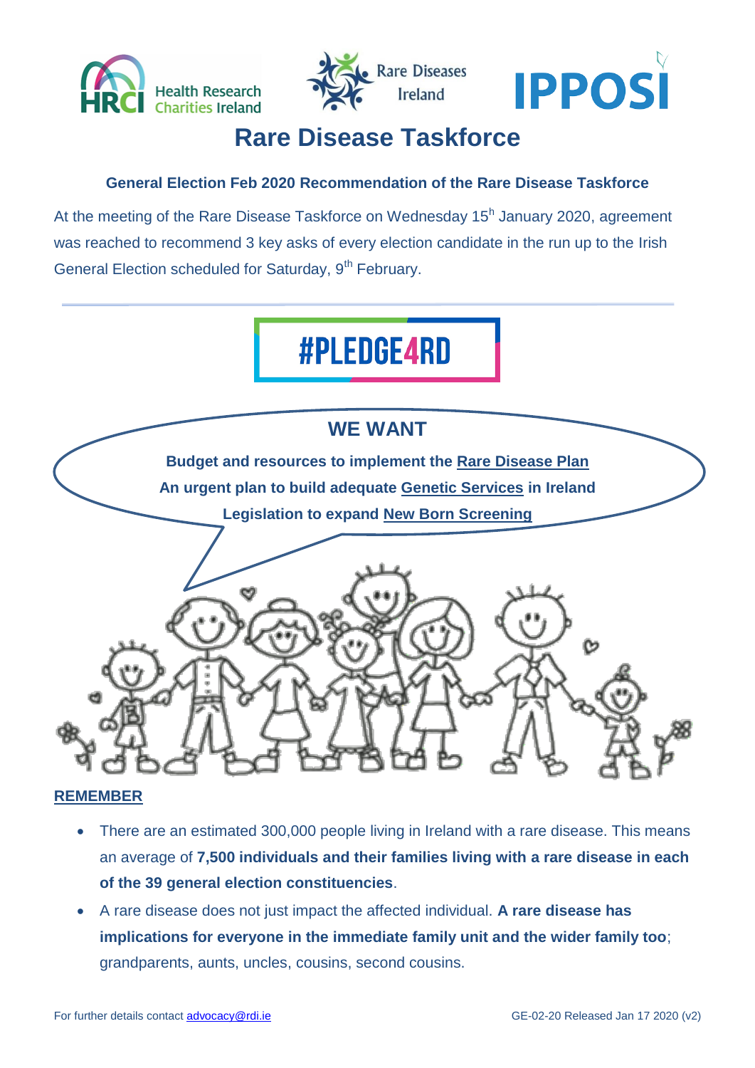Health Research Charities Ireland | Rare Diseases Ireland | IPPOSI

# Rare Disease Taskforce

**General Election Feb 2020 Recommendation of the Rare Disease Taskforce**

At the meeting of the Rare Disease Taskforce on Wednesday 15h January 2020, agreement was reached to recommend 3 key asks of every election candidate in the run up to the Irish General Election scheduled for Saturday, 9th February.

## #PLEDGE4RD

### WE WANT

**Budget and resources to implement the Rare Disease Plan**

**An urgent plan to build adequate Genetic Services in Ireland**

**Legislation to expand New Born Screening**

**REMEMBER**

- There are an estimated 300,000 people living in Ireland with a rare disease. This means an average of **7,500 individuals and their families living with a rare disease in each of the 39 general election constituencies**.
- A rare disease does not just impact the affected individual. **A rare disease has implications for everyone in the immediate family unit and the wider family too**; grandparents, aunts, uncles, cousins, second cousins.

For further details contact advocacy@rdi.ie

GE-02-20 Released Jan 17 2020 (v2)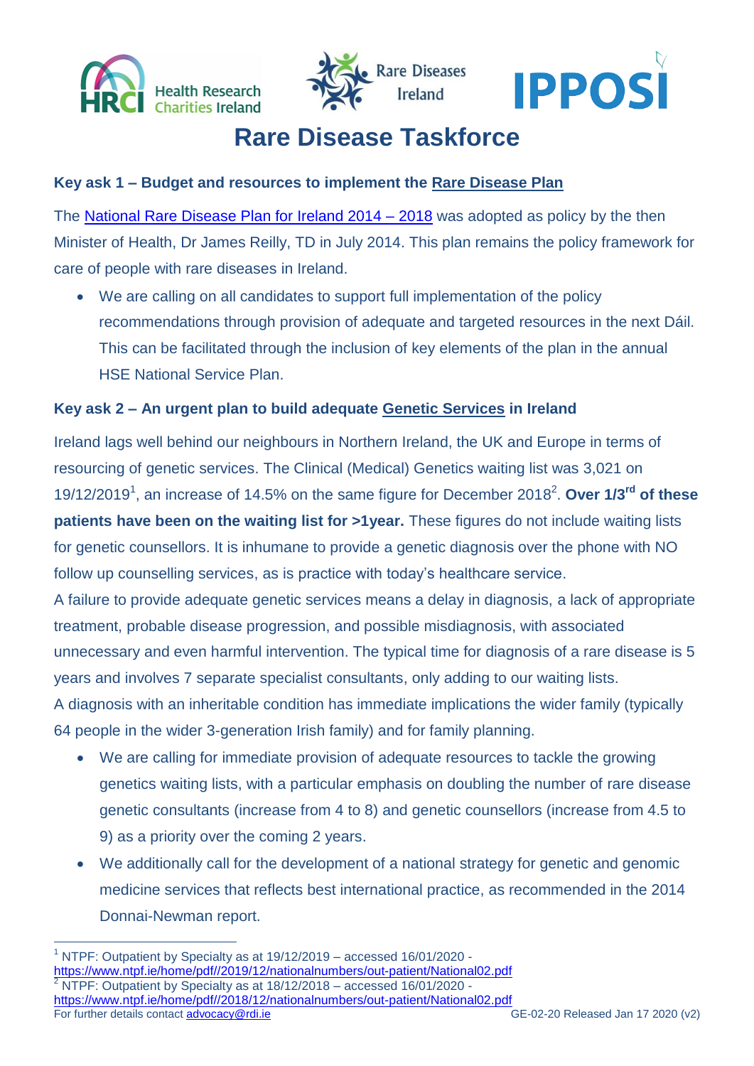# Rare Disease Taskforce

**Key ask 1 – Budget and resources to implement the Rare Disease Plan**

The National Rare Disease Plan for Ireland 2014 – 2018 was adopted as policy by the then Minister of Health, Dr James Reilly, TD in July 2014. This plan remains the policy framework for care of people with rare diseases in Ireland.

- We are calling on all candidates to support full implementation of the policy recommendations through provision of adequate and targeted resources in the next Dáil. This can be facilitated through the inclusion of key elements of the plan in the annual HSE National Service Plan.

**Key ask 2 – An urgent plan to build adequate Genetic Services in Ireland**

Ireland lags well behind our neighbours in Northern Ireland, the UK and Europe in terms of resourcing of genetic services. The Clinical (Medical) Genetics waiting list was 3,021 on 19/12/2019[1], an increase of 14.5% on the same figure for December 2018[2]. **Over 1/3rd of these patients have been on the waiting list for >1year.** These figures do not include waiting lists for genetic counsellors. It is inhumane to provide a genetic diagnosis over the phone with NO follow up counselling services, as is practice with today's healthcare service.

A failure to provide adequate genetic services means a delay in diagnosis, a lack of appropriate treatment, probable disease progression, and possible misdiagnosis, with associated unnecessary and even harmful intervention. The typical time for diagnosis of a rare disease is 5 years and involves 7 separate specialist consultants, only adding to our waiting lists.

A diagnosis with an inheritable condition has immediate implications the wider family (typically 64 people in the wider 3-generation Irish family) and for family planning.

- We are calling for immediate provision of adequate resources to tackle the growing genetics waiting lists, with a particular emphasis on doubling the number of rare disease genetic consultants (increase from 4 to 8) and genetic counsellors (increase from 4.5 to 9) as a priority over the coming 2 years.
- We additionally call for the development of a national strategy for genetic and genomic medicine services that reflects best international practice, as recommended in the 2014 Donnai-Newman report.

[1] NTPF: Outpatient by Specialty as at 19/12/2019 – accessed 16/01/2020 - https://www.ntpf.ie/home/pdf//2019/12/nationalnumbers/out-patient/National02.pdf

[2] NTPF: Outpatient by Specialty as at 18/12/2018 – accessed 16/01/2020 - https://www.ntpf.ie/home/pdf//2018/12/nationalnumbers/out-patient/National02.pdf

For further details contact advocacy@rdi.ie GE-02-20 Released Jan 17 2020 (v2)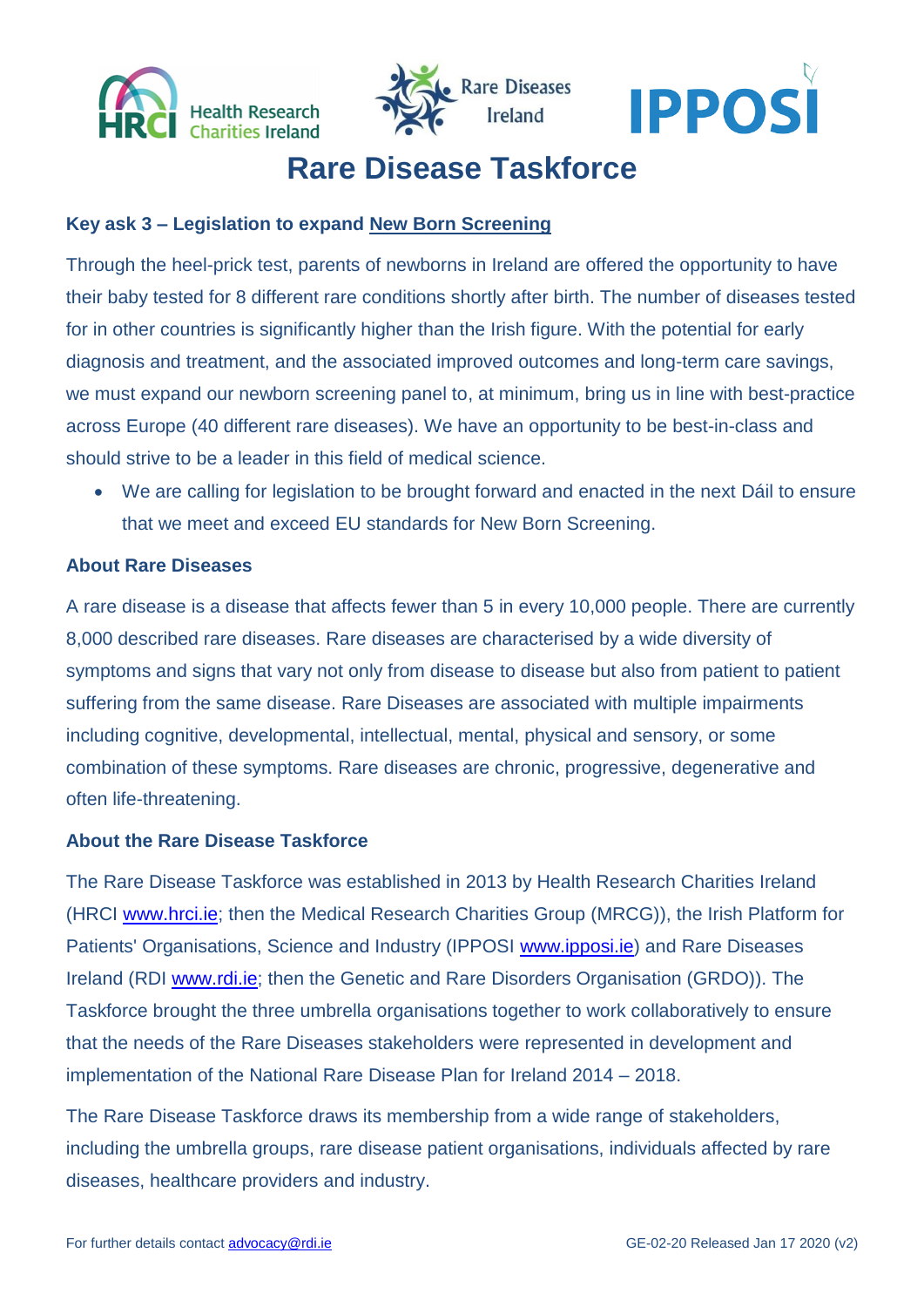# Rare Disease Taskforce

**Key ask 3 – Legislation to expand New Born Screening**

Through the heel-prick test, parents of newborns in Ireland are offered the opportunity to have their baby tested for 8 different rare conditions shortly after birth. The number of diseases tested for in other countries is significantly higher than the Irish figure. With the potential for early diagnosis and treatment, and the associated improved outcomes and long-term care savings, we must expand our newborn screening panel to, at minimum, bring us in line with best-practice across Europe (40 different rare diseases). We have an opportunity to be best-in-class and should strive to be a leader in this field of medical science.

- We are calling for legislation to be brought forward and enacted in the next Dáil to ensure that we meet and exceed EU standards for New Born Screening.

**About Rare Diseases**

A rare disease is a disease that affects fewer than 5 in every 10,000 people. There are currently 8,000 described rare diseases. Rare diseases are characterised by a wide diversity of symptoms and signs that vary not only from disease to disease but also from patient to patient suffering from the same disease. Rare Diseases are associated with multiple impairments including cognitive, developmental, intellectual, mental, physical and sensory, or some combination of these symptoms. Rare diseases are chronic, progressive, degenerative and often life-threatening.

**About the Rare Disease Taskforce**

The Rare Disease Taskforce was established in 2013 by Health Research Charities Ireland (HRCI www.hrci.ie; then the Medical Research Charities Group (MRCG)), the Irish Platform for Patients' Organisations, Science and Industry (IPPOSI www.ipposi.ie) and Rare Diseases Ireland (RDI www.rdi.ie; then the Genetic and Rare Disorders Organisation (GRDO)). The Taskforce brought the three umbrella organisations together to work collaboratively to ensure that the needs of the Rare Diseases stakeholders were represented in development and implementation of the National Rare Disease Plan for Ireland 2014 – 2018.

The Rare Disease Taskforce draws its membership from a wide range of stakeholders, including the umbrella groups, rare disease patient organisations, individuals affected by rare diseases, healthcare providers and industry.

For further details contact advocacy@rdi.ie

GE-02-20 Released Jan 17 2020 (v2)